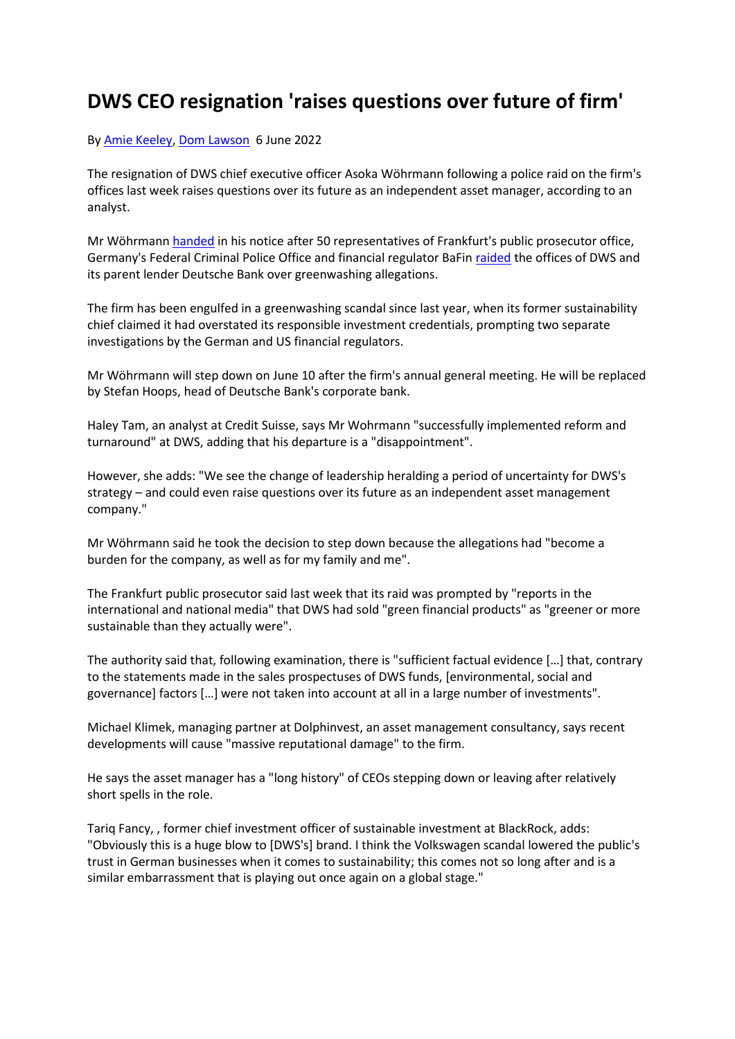# DWS CEO resignation 'raises questions over future of firm'

By Amie Keeley, Dom Lawson 6 June 2022

The resignation of DWS chief executive officer Asoka Wöhrmann following a police raid on the firm's offices last week raises questions over its future as an independent asset manager, according to an analyst.

Mr Wöhrmann handed in his notice after 50 representatives of Frankfurt's public prosecutor office, Germany's Federal Criminal Police Office and financial regulator BaFin raided the offices of DWS and its parent lender Deutsche Bank over greenwashing allegations.

The firm has been engulfed in a greenwashing scandal since last year, when its former sustainability chief claimed it had overstated its responsible investment credentials, prompting two separate investigations by the German and US financial regulators.

Mr Wöhrmann will step down on June 10 after the firm's annual general meeting. He will be replaced by Stefan Hoops, head of Deutsche Bank's corporate bank.

Haley Tam, an analyst at Credit Suisse, says Mr Wohrmann "successfully implemented reform and turnaround" at DWS, adding that his departure is a "disappointment".

However, she adds: "We see the change of leadership heralding a period of uncertainty for DWS's strategy – and could even raise questions over its future as an independent asset management company."

Mr Wöhrmann said he took the decision to step down because the allegations had "become a burden for the company, as well as for my family and me".

The Frankfurt public prosecutor said last week that its raid was prompted by "reports in the international and national media" that DWS had sold "green financial products" as "greener or more sustainable than they actually were".

The authority said that, following examination, there is "sufficient factual evidence […] that, contrary to the statements made in the sales prospectuses of DWS funds, [environmental, social and governance] factors […] were not taken into account at all in a large number of investments".

Michael Klimek, managing partner at Dolphinvest, an asset management consultancy, says recent developments will cause "massive reputational damage" to the firm.

He says the asset manager has a "long history" of CEOs stepping down or leaving after relatively short spells in the role.

Tariq Fancy, , former chief investment officer of sustainable investment at BlackRock, adds: "Obviously this is a huge blow to [DWS's] brand. I think the Volkswagen scandal lowered the public's trust in German businesses when it comes to sustainability; this comes not so long after and is a similar embarrassment that is playing out once again on a global stage."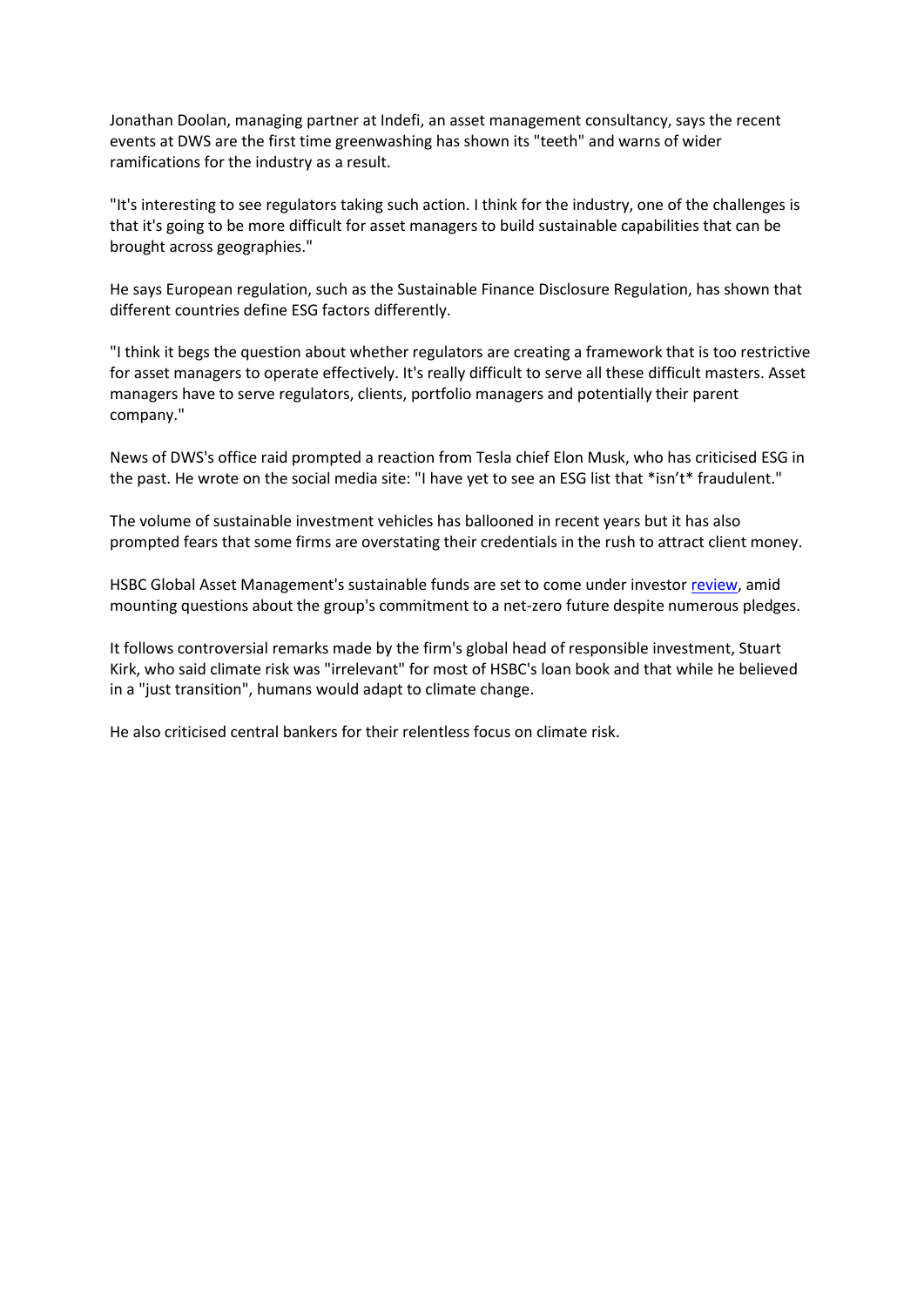Jonathan Doolan, managing partner at Indefi, an asset management consultancy, says the recent events at DWS are the first time greenwashing has shown its "teeth" and warns of wider ramifications for the industry as a result.

"It's interesting to see regulators taking such action. I think for the industry, one of the challenges is that it's going to be more difficult for asset managers to build sustainable capabilities that can be brought across geographies."

He says European regulation, such as the Sustainable Finance Disclosure Regulation, has shown that different countries define ESG factors differently.

"I think it begs the question about whether regulators are creating a framework that is too restrictive for asset managers to operate effectively. It's really difficult to serve all these difficult masters. Asset managers have to serve regulators, clients, portfolio managers and potentially their parent company."

News of DWS's office raid prompted a reaction from Tesla chief Elon Musk, who has criticised ESG in the past. He wrote on the social media site: "I have yet to see an ESG list that *isn't* fraudulent."

The volume of sustainable investment vehicles has ballooned in recent years but it has also prompted fears that some firms are overstating their credentials in the rush to attract client money.

HSBC Global Asset Management's sustainable funds are set to come under investor review, amid mounting questions about the group's commitment to a net-zero future despite numerous pledges.

It follows controversial remarks made by the firm's global head of responsible investment, Stuart Kirk, who said climate risk was "irrelevant" for most of HSBC's loan book and that while he believed in a "just transition", humans would adapt to climate change.

He also criticised central bankers for their relentless focus on climate risk.